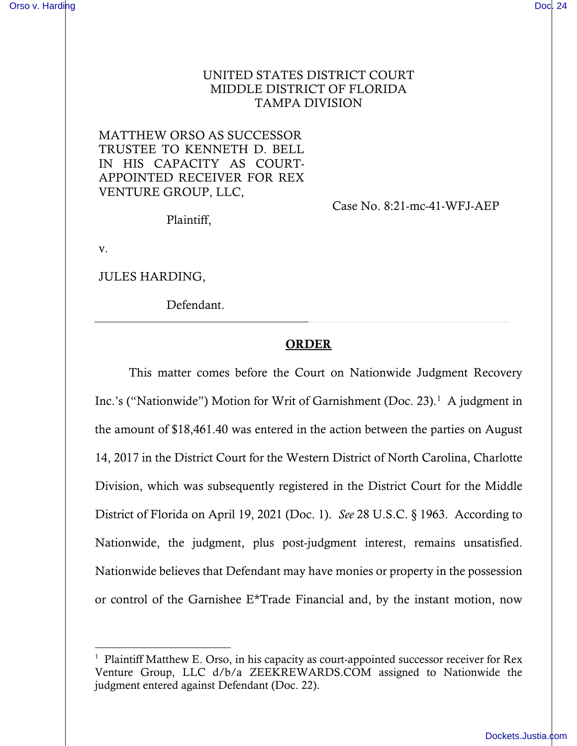UNITED STATES DISTRICT COURT
MIDDLE DISTRICT OF FLORIDA
TAMPA DIVISION

MATTHEW ORSO AS SUCCESSOR TRUSTEE TO KENNETH D. BELL IN HIS CAPACITY AS COURT-APPOINTED RECEIVER FOR REX VENTURE GROUP, LLC,

Plaintiff,

Case No. 8:21-mc-41-WFJ-AEP

v.

JULES HARDING,

Defendant.

---

## ORDER

This matter comes before the Court on Nationwide Judgment Recovery Inc.'s ("Nationwide") Motion for Writ of Garnishment (Doc. 23).[1] A judgment in the amount of $18,461.40 was entered in the action between the parties on August 14, 2017 in the District Court for the Western District of North Carolina, Charlotte Division, which was subsequently registered in the District Court for the Middle District of Florida on April 19, 2021 (Doc. 1). *See* 28 U.S.C. § 1963. According to Nationwide, the judgment, plus post-judgment interest, remains unsatisfied. Nationwide believes that Defendant may have monies or property in the possession or control of the Garnishee E*Trade Financial and, by the instant motion, now

---

[1] Plaintiff Matthew E. Orso, in his capacity as court-appointed successor receiver for Rex Venture Group, LLC d/b/a ZEEKREWARDS.COM assigned to Nationwide the judgment entered against Defendant (Doc. 22).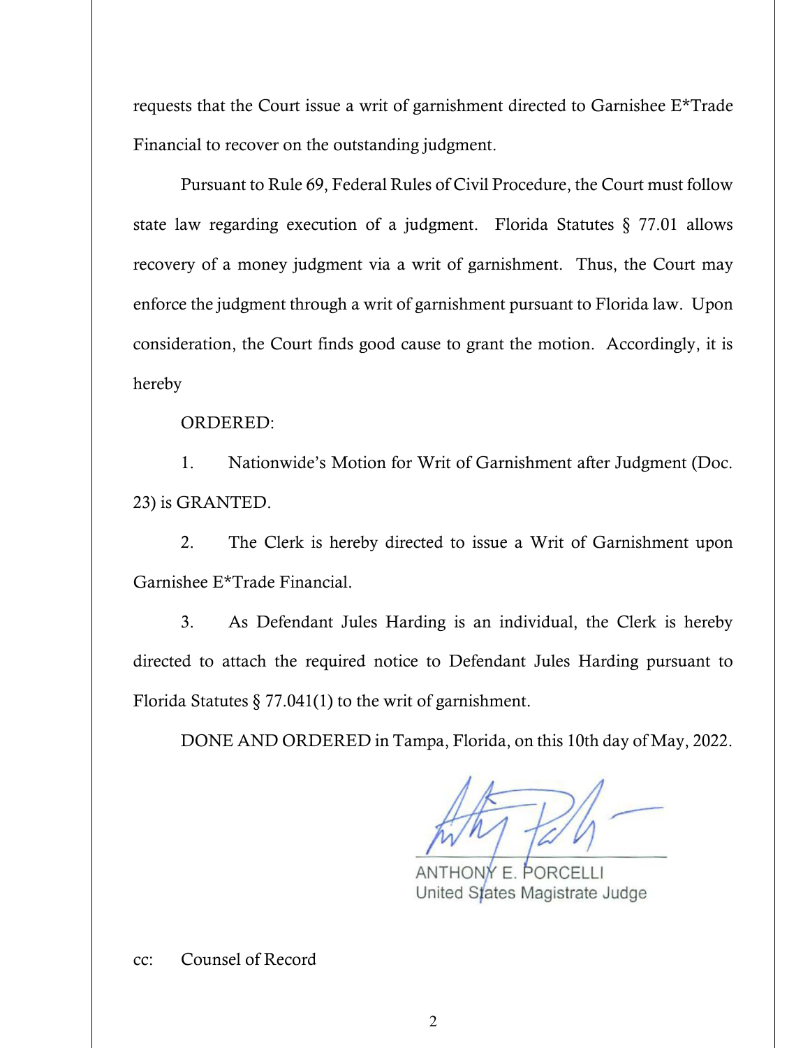requests that the Court issue a writ of garnishment directed to Garnishee E*Trade Financial to recover on the outstanding judgment.

Pursuant to Rule 69, Federal Rules of Civil Procedure, the Court must follow state law regarding execution of a judgment. Florida Statutes § 77.01 allows recovery of a money judgment via a writ of garnishment. Thus, the Court may enforce the judgment through a writ of garnishment pursuant to Florida law. Upon consideration, the Court finds good cause to grant the motion. Accordingly, it is hereby

ORDERED:

1. Nationwide's Motion for Writ of Garnishment after Judgment (Doc. 23) is GRANTED.

2. The Clerk is hereby directed to issue a Writ of Garnishment upon Garnishee E*Trade Financial.

3. As Defendant Jules Harding is an individual, the Clerk is hereby directed to attach the required notice to Defendant Jules Harding pursuant to Florida Statutes § 77.041(1) to the writ of garnishment.

DONE AND ORDERED in Tampa, Florida, on this 10th day of May, 2022.

ANTHONY E. PORCELLI
United States Magistrate Judge

cc: Counsel of Record